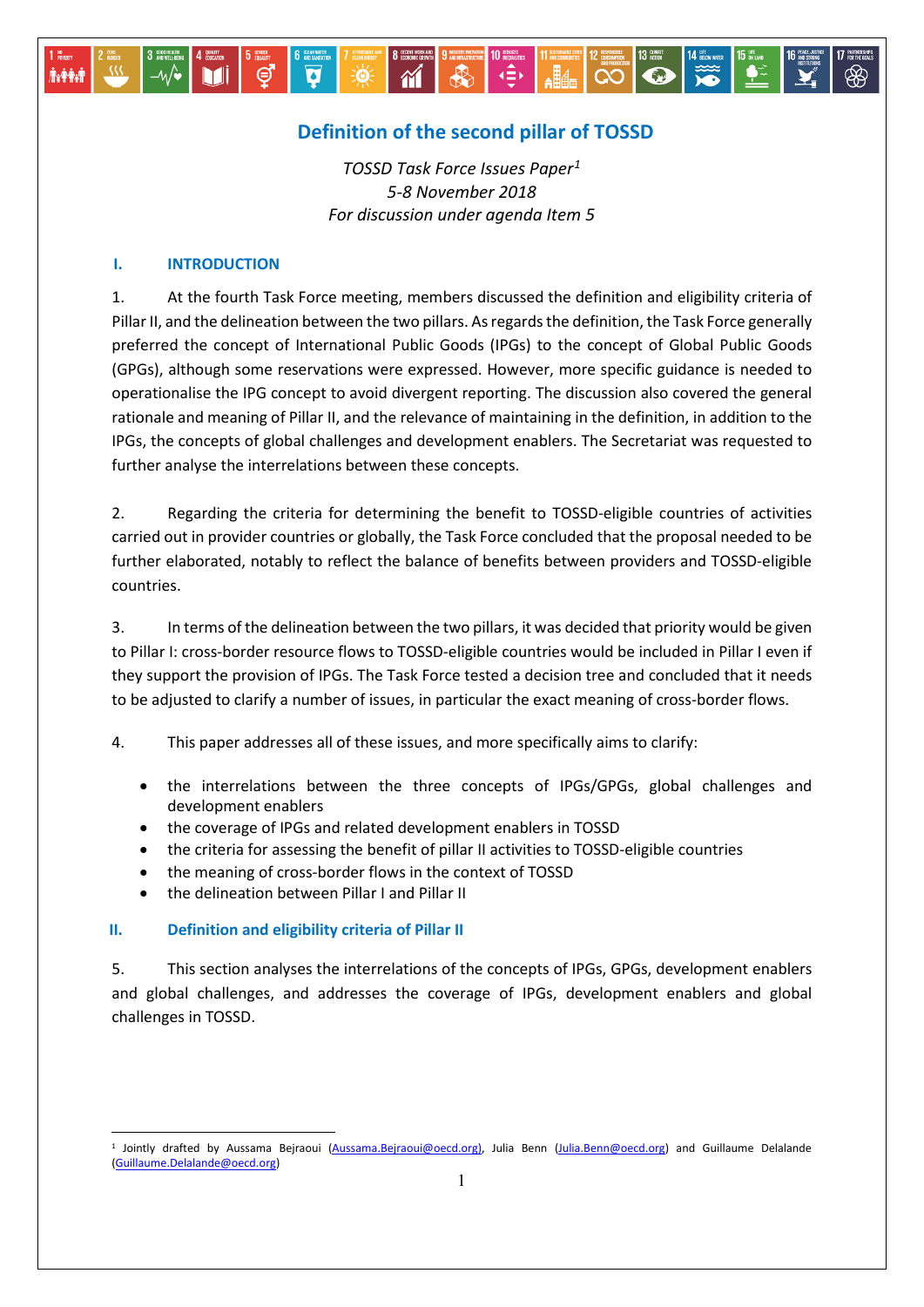# Definition of the second pillar of TOSSD

*TOSSD Task Force Issues Paper*[1]
*5-8 November 2018*
*For discussion under agenda Item 5*

## I. INTRODUCTION

1. At the fourth Task Force meeting, members discussed the definition and eligibility criteria of Pillar II, and the delineation between the two pillars. As regards the definition, the Task Force generally preferred the concept of International Public Goods (IPGs) to the concept of Global Public Goods (GPGs), although some reservations were expressed. However, more specific guidance is needed to operationalise the IPG concept to avoid divergent reporting. The discussion also covered the general rationale and meaning of Pillar II, and the relevance of maintaining in the definition, in addition to the IPGs, the concepts of global challenges and development enablers. The Secretariat was requested to further analyse the interrelations between these concepts.

2. Regarding the criteria for determining the benefit to TOSSD-eligible countries of activities carried out in provider countries or globally, the Task Force concluded that the proposal needed to be further elaborated, notably to reflect the balance of benefits between providers and TOSSD-eligible countries.

3. In terms of the delineation between the two pillars, it was decided that priority would be given to Pillar I: cross-border resource flows to TOSSD-eligible countries would be included in Pillar I even if they support the provision of IPGs. The Task Force tested a decision tree and concluded that it needs to be adjusted to clarify a number of issues, in particular the exact meaning of cross-border flows.

4. This paper addresses all of these issues, and more specifically aims to clarify:

- the interrelations between the three concepts of IPGs/GPGs, global challenges and development enablers
- the coverage of IPGs and related development enablers in TOSSD
- the criteria for assessing the benefit of pillar II activities to TOSSD-eligible countries
- the meaning of cross-border flows in the context of TOSSD
- the delineation between Pillar I and Pillar II

## II. Definition and eligibility criteria of Pillar II

5. This section analyses the interrelations of the concepts of IPGs, GPGs, development enablers and global challenges, and addresses the coverage of IPGs, development enablers and global challenges in TOSSD.

---

[1] Jointly drafted by Aussama Bejraoui (Aussama.Bejraoui@oecd.org), Julia Benn (Julia.Benn@oecd.org) and Guillaume Delalande (Guillaume.Delalande@oecd.org)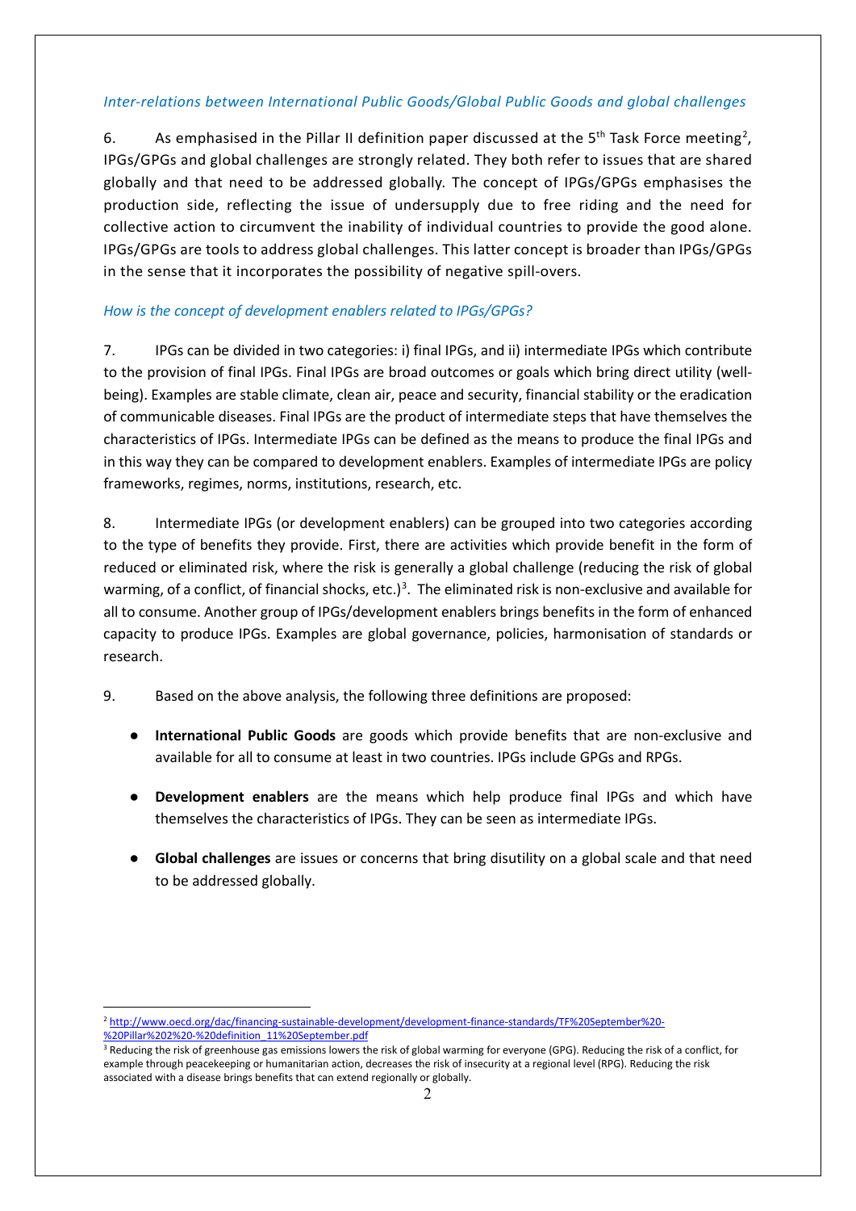*Inter-relations between International Public Goods/Global Public Goods and global challenges*

6. As emphasised in the Pillar II definition paper discussed at the 5th Task Force meeting[2], IPGs/GPGs and global challenges are strongly related. They both refer to issues that are shared globally and that need to be addressed globally. The concept of IPGs/GPGs emphasises the production side, reflecting the issue of undersupply due to free riding and the need for collective action to circumvent the inability of individual countries to provide the good alone. IPGs/GPGs are tools to address global challenges. This latter concept is broader than IPGs/GPGs in the sense that it incorporates the possibility of negative spill-overs.

*How is the concept of development enablers related to IPGs/GPGs?*

7. IPGs can be divided in two categories: i) final IPGs, and ii) intermediate IPGs which contribute to the provision of final IPGs. Final IPGs are broad outcomes or goals which bring direct utility (well-being). Examples are stable climate, clean air, peace and security, financial stability or the eradication of communicable diseases. Final IPGs are the product of intermediate steps that have themselves the characteristics of IPGs. Intermediate IPGs can be defined as the means to produce the final IPGs and in this way they can be compared to development enablers. Examples of intermediate IPGs are policy frameworks, regimes, norms, institutions, research, etc.

8. Intermediate IPGs (or development enablers) can be grouped into two categories according to the type of benefits they provide. First, there are activities which provide benefit in the form of reduced or eliminated risk, where the risk is generally a global challenge (reducing the risk of global warming, of a conflict, of financial shocks, etc.)[3]. The eliminated risk is non-exclusive and available for all to consume. Another group of IPGs/development enablers brings benefits in the form of enhanced capacity to produce IPGs. Examples are global governance, policies, harmonisation of standards or research.

9. Based on the above analysis, the following three definitions are proposed:

- **International Public Goods** are goods which provide benefits that are non-exclusive and available for all to consume at least in two countries. IPGs include GPGs and RPGs.
- **Development enablers** are the means which help produce final IPGs and which have themselves the characteristics of IPGs. They can be seen as intermediate IPGs.
- **Global challenges** are issues or concerns that bring disutility on a global scale and that need to be addressed globally.

---

[2] http://www.oecd.org/dac/financing-sustainable-development/development-finance-standards/TF%20September%20-%20Pillar%202%20-%20definition_11%20September.pdf

[3] Reducing the risk of greenhouse gas emissions lowers the risk of global warming for everyone (GPG). Reducing the risk of a conflict, for example through peacekeeping or humanitarian action, decreases the risk of insecurity at a regional level (RPG). Reducing the risk associated with a disease brings benefits that can extend regionally or globally.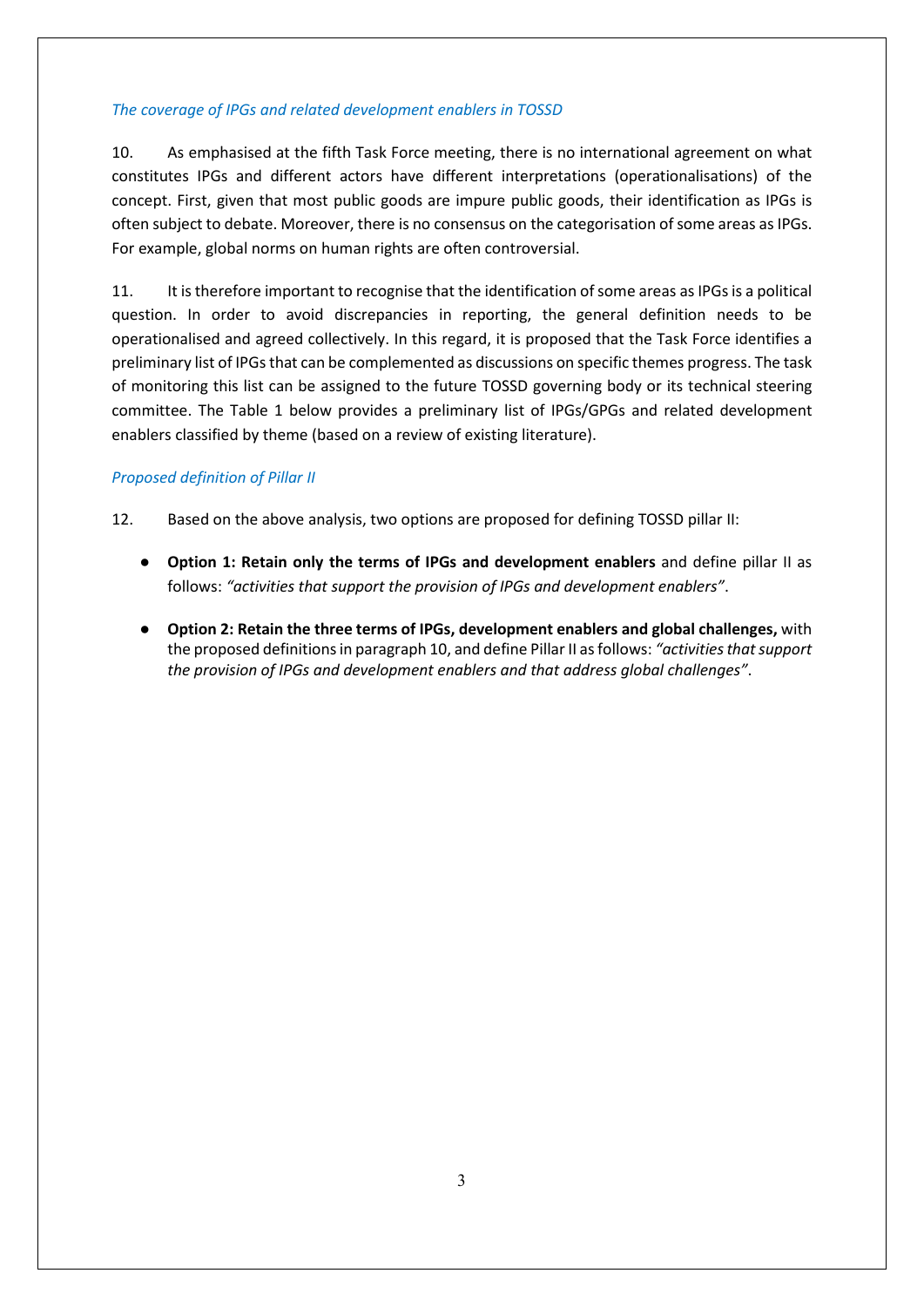*The coverage of IPGs and related development enablers in TOSSD*

10. As emphasised at the fifth Task Force meeting, there is no international agreement on what constitutes IPGs and different actors have different interpretations (operationalisations) of the concept. First, given that most public goods are impure public goods, their identification as IPGs is often subject to debate. Moreover, there is no consensus on the categorisation of some areas as IPGs. For example, global norms on human rights are often controversial.

11. It is therefore important to recognise that the identification of some areas as IPGs is a political question. In order to avoid discrepancies in reporting, the general definition needs to be operationalised and agreed collectively. In this regard, it is proposed that the Task Force identifies a preliminary list of IPGs that can be complemented as discussions on specific themes progress. The task of monitoring this list can be assigned to the future TOSSD governing body or its technical steering committee. The Table 1 below provides a preliminary list of IPGs/GPGs and related development enablers classified by theme (based on a review of existing literature).

*Proposed definition of Pillar II*

12. Based on the above analysis, two options are proposed for defining TOSSD pillar II:

- **Option 1: Retain only the terms of IPGs and development enablers** and define pillar II as follows: *"activities that support the provision of IPGs and development enablers"*.

- **Option 2: Retain the three terms of IPGs, development enablers and global challenges,** with the proposed definitions in paragraph 10, and define Pillar II as follows: *"activities that support the provision of IPGs and development enablers and that address global challenges"*.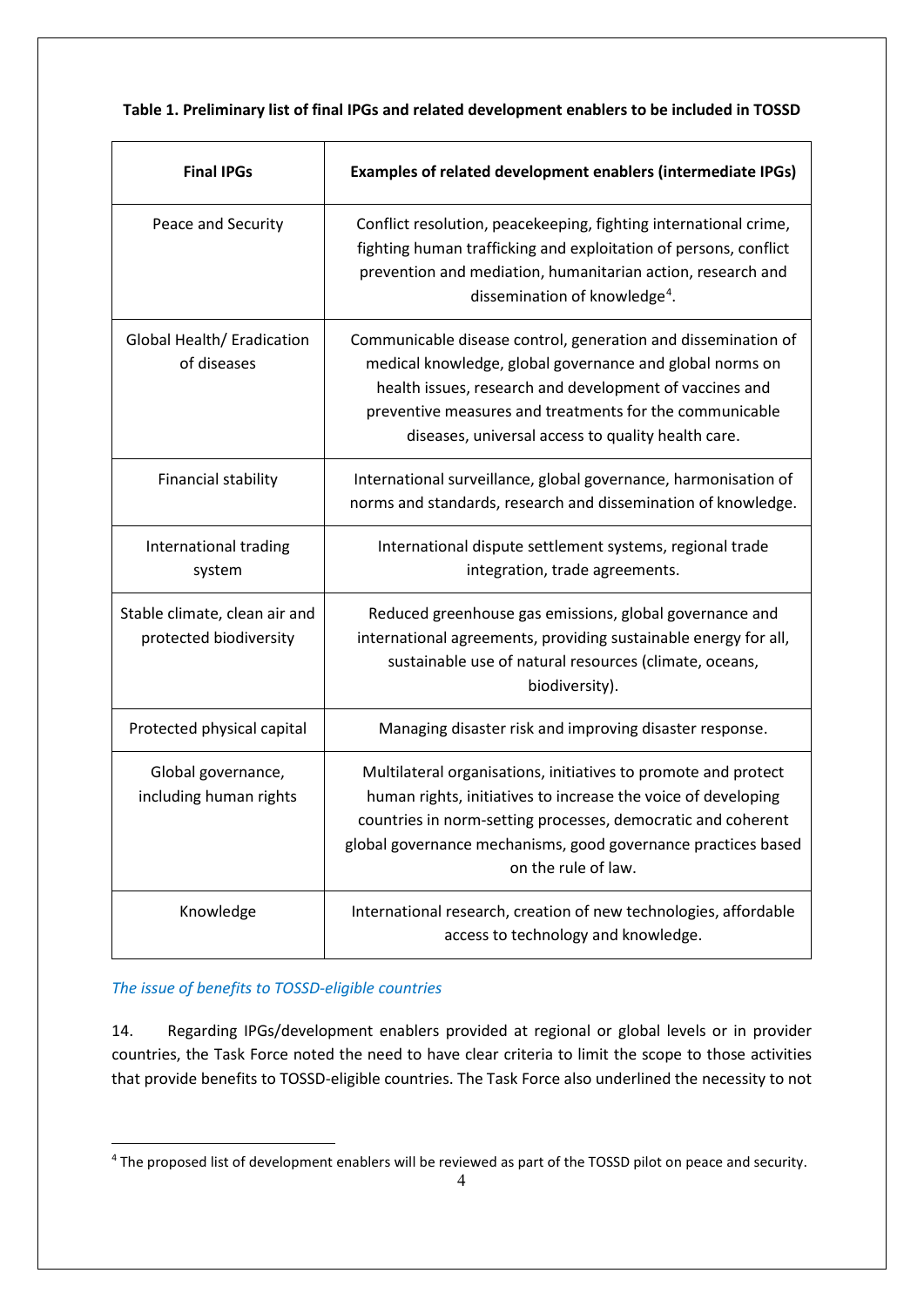**Table 1. Preliminary list of final IPGs and related development enablers to be included in TOSSD**

| Final IPGs | Examples of related development enablers (intermediate IPGs) |
|---|---|
| Peace and Security | Conflict resolution, peacekeeping, fighting international crime, fighting human trafficking and exploitation of persons, conflict prevention and mediation, humanitarian action, research and dissemination of knowledge[4]. |
| Global Health/ Eradication of diseases | Communicable disease control, generation and dissemination of medical knowledge, global governance and global norms on health issues, research and development of vaccines and preventive measures and treatments for the communicable diseases, universal access to quality health care. |
| Financial stability | International surveillance, global governance, harmonisation of norms and standards, research and dissemination of knowledge. |
| International trading system | International dispute settlement systems, regional trade integration, trade agreements. |
| Stable climate, clean air and protected biodiversity | Reduced greenhouse gas emissions, global governance and international agreements, providing sustainable energy for all, sustainable use of natural resources (climate, oceans, biodiversity). |
| Protected physical capital | Managing disaster risk and improving disaster response. |
| Global governance, including human rights | Multilateral organisations, initiatives to promote and protect human rights, initiatives to increase the voice of developing countries in norm-setting processes, democratic and coherent global governance mechanisms, good governance practices based on the rule of law. |
| Knowledge | International research, creation of new technologies, affordable access to technology and knowledge. |

*The issue of benefits to TOSSD-eligible countries*

14. Regarding IPGs/development enablers provided at regional or global levels or in provider countries, the Task Force noted the need to have clear criteria to limit the scope to those activities that provide benefits to TOSSD-eligible countries. The Task Force also underlined the necessity to not

[4] The proposed list of development enablers will be reviewed as part of the TOSSD pilot on peace and security.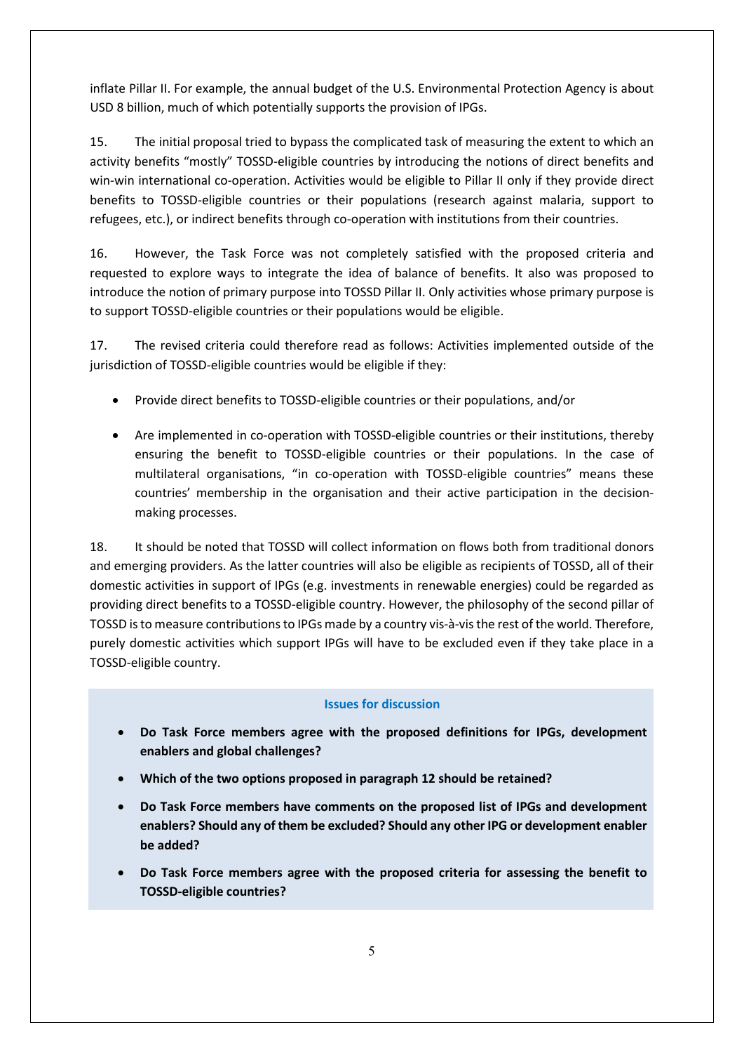inflate Pillar II. For example, the annual budget of the U.S. Environmental Protection Agency is about USD 8 billion, much of which potentially supports the provision of IPGs.

15. The initial proposal tried to bypass the complicated task of measuring the extent to which an activity benefits "mostly" TOSSD-eligible countries by introducing the notions of direct benefits and win-win international co-operation. Activities would be eligible to Pillar II only if they provide direct benefits to TOSSD-eligible countries or their populations (research against malaria, support to refugees, etc.), or indirect benefits through co-operation with institutions from their countries.

16. However, the Task Force was not completely satisfied with the proposed criteria and requested to explore ways to integrate the idea of balance of benefits. It also was proposed to introduce the notion of primary purpose into TOSSD Pillar II. Only activities whose primary purpose is to support TOSSD-eligible countries or their populations would be eligible.

17. The revised criteria could therefore read as follows: Activities implemented outside of the jurisdiction of TOSSD-eligible countries would be eligible if they:

- Provide direct benefits to TOSSD-eligible countries or their populations, and/or
- Are implemented in co-operation with TOSSD-eligible countries or their institutions, thereby ensuring the benefit to TOSSD-eligible countries or their populations. In the case of multilateral organisations, "in co-operation with TOSSD-eligible countries" means these countries' membership in the organisation and their active participation in the decision-making processes.

18. It should be noted that TOSSD will collect information on flows both from traditional donors and emerging providers. As the latter countries will also be eligible as recipients of TOSSD, all of their domestic activities in support of IPGs (e.g. investments in renewable energies) could be regarded as providing direct benefits to a TOSSD-eligible country. However, the philosophy of the second pillar of TOSSD is to measure contributions to IPGs made by a country vis-à-vis the rest of the world. Therefore, purely domestic activities which support IPGs will have to be excluded even if they take place in a TOSSD-eligible country.

### Issues for discussion

- **Do Task Force members agree with the proposed definitions for IPGs, development enablers and global challenges?**
- **Which of the two options proposed in paragraph 12 should be retained?**
- **Do Task Force members have comments on the proposed list of IPGs and development enablers? Should any of them be excluded? Should any other IPG or development enabler be added?**
- **Do Task Force members agree with the proposed criteria for assessing the benefit to TOSSD-eligible countries?**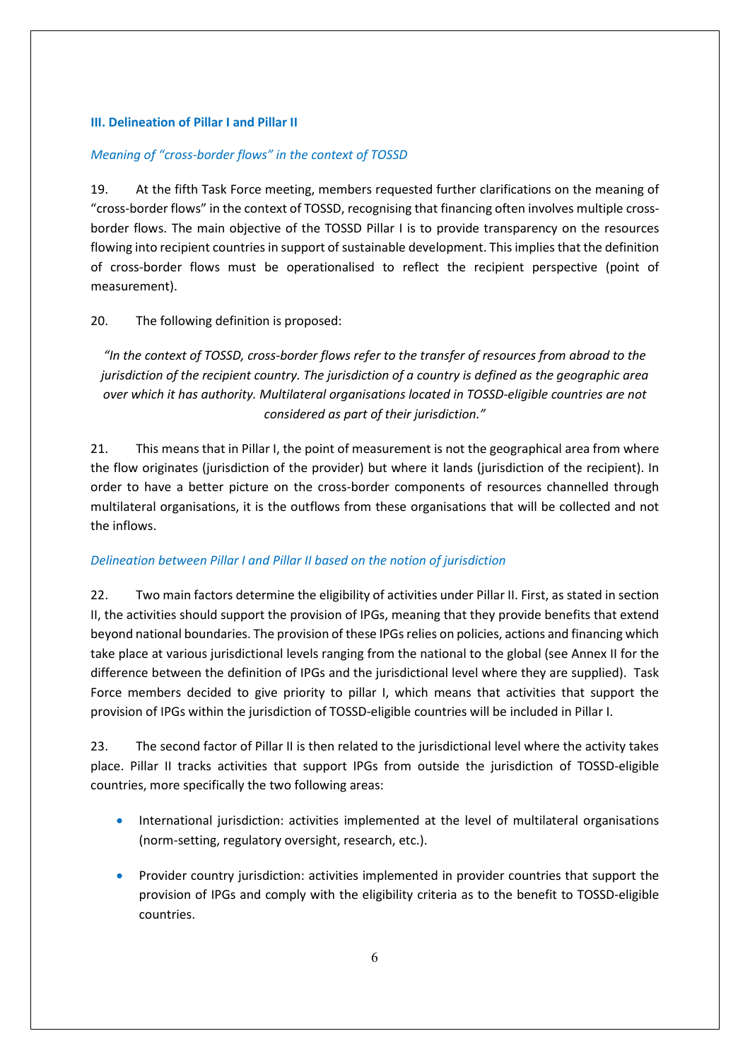## III. Delineation of Pillar I and Pillar II

### *Meaning of "cross-border flows" in the context of TOSSD*

19. At the fifth Task Force meeting, members requested further clarifications on the meaning of "cross-border flows" in the context of TOSSD, recognising that financing often involves multiple cross-border flows. The main objective of the TOSSD Pillar I is to provide transparency on the resources flowing into recipient countries in support of sustainable development. This implies that the definition of cross-border flows must be operationalised to reflect the recipient perspective (point of measurement).

20. The following definition is proposed:

*"In the context of TOSSD, cross-border flows refer to the transfer of resources from abroad to the jurisdiction of the recipient country. The jurisdiction of a country is defined as the geographic area over which it has authority. Multilateral organisations located in TOSSD-eligible countries are not considered as part of their jurisdiction."*

21. This means that in Pillar I, the point of measurement is not the geographical area from where the flow originates (jurisdiction of the provider) but where it lands (jurisdiction of the recipient). In order to have a better picture on the cross-border components of resources channelled through multilateral organisations, it is the outflows from these organisations that will be collected and not the inflows.

### *Delineation between Pillar I and Pillar II based on the notion of jurisdiction*

22. Two main factors determine the eligibility of activities under Pillar II. First, as stated in section II, the activities should support the provision of IPGs, meaning that they provide benefits that extend beyond national boundaries. The provision of these IPGs relies on policies, actions and financing which take place at various jurisdictional levels ranging from the national to the global (see Annex II for the difference between the definition of IPGs and the jurisdictional level where they are supplied). Task Force members decided to give priority to pillar I, which means that activities that support the provision of IPGs within the jurisdiction of TOSSD-eligible countries will be included in Pillar I.

23. The second factor of Pillar II is then related to the jurisdictional level where the activity takes place. Pillar II tracks activities that support IPGs from outside the jurisdiction of TOSSD-eligible countries, more specifically the two following areas:

- International jurisdiction: activities implemented at the level of multilateral organisations (norm-setting, regulatory oversight, research, etc.).
- Provider country jurisdiction: activities implemented in provider countries that support the provision of IPGs and comply with the eligibility criteria as to the benefit to TOSSD-eligible countries.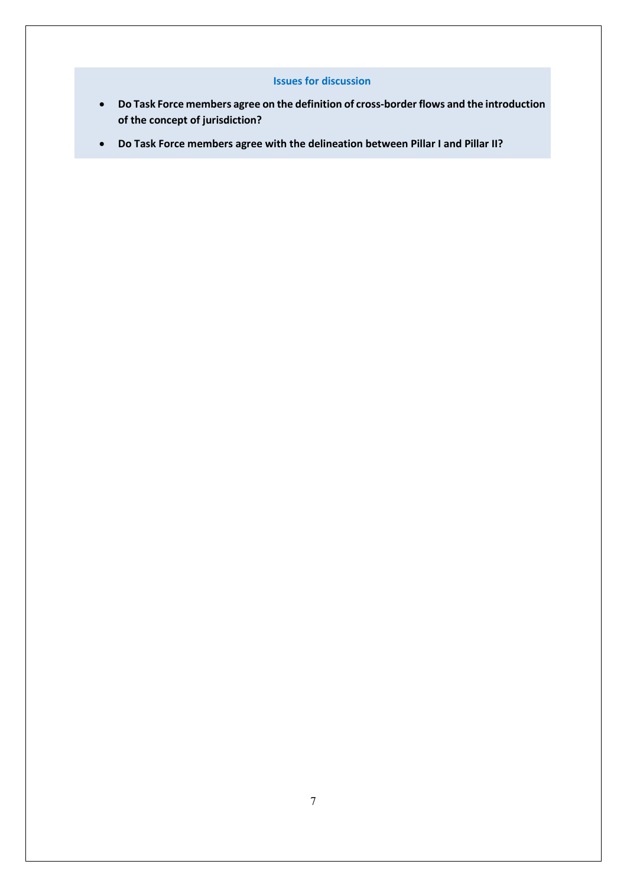**Issues for discussion**

- **Do Task Force members agree on the definition of cross-border flows and the introduction of the concept of jurisdiction?**
- **Do Task Force members agree with the delineation between Pillar I and Pillar II?**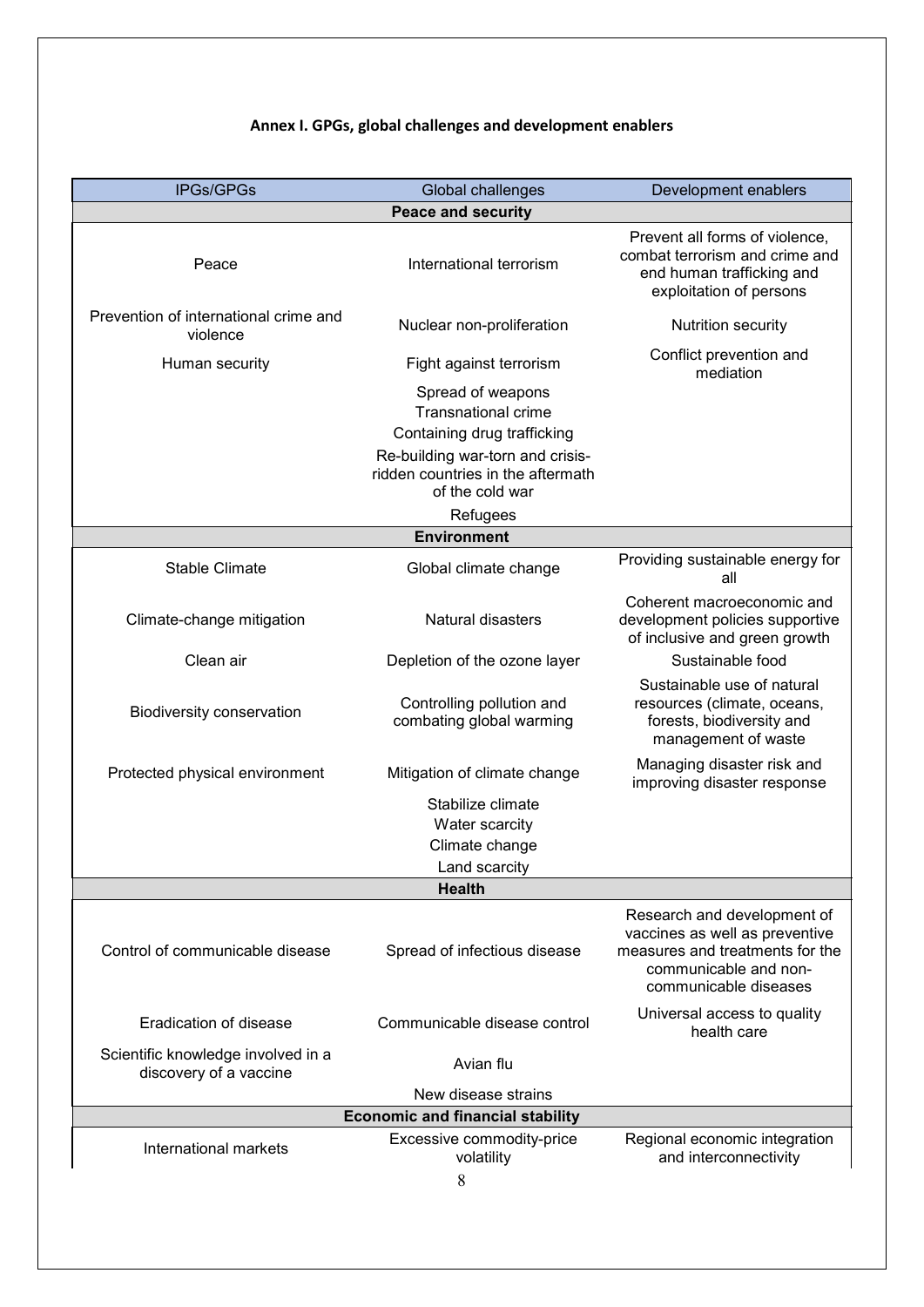**Annex I. GPGs, global challenges and development enablers**

| IPGs/GPGs | Global challenges | Development enablers |
|---|---|---|
| **Peace and security** | | |
| Peace | International terrorism | Prevent all forms of violence, combat terrorism and crime and end human trafficking and exploitation of persons |
| Prevention of international crime and violence | Nuclear non-proliferation | Nutrition security |
| Human security | Fight against terrorism | Conflict prevention and mediation |
| | Spread of weapons | |
| | Transnational crime | |
| | Containing drug trafficking | |
| | Re-building war-torn and crisis-ridden countries in the aftermath of the cold war | |
| | Refugees | |
| **Environment** | | |
| Stable Climate | Global climate change | Providing sustainable energy for all |
| Climate-change mitigation | Natural disasters | Coherent macroeconomic and development policies supportive of inclusive and green growth |
| Clean air | Depletion of the ozone layer | Sustainable food |
| Biodiversity conservation | Controlling pollution and combating global warming | Sustainable use of natural resources (climate, oceans, forests, biodiversity and management of waste |
| Protected physical environment | Mitigation of climate change | Managing disaster risk and improving disaster response |
| | Stabilize climate | |
| | Water scarcity | |
| | Climate change | |
| | Land scarcity | |
| **Health** | | |
| Control of communicable disease | Spread of infectious disease | Research and development of vaccines as well as preventive measures and treatments for the communicable and non-communicable diseases |
| Eradication of disease | Communicable disease control | Universal access to quality health care |
| Scientific knowledge involved in a discovery of a vaccine | Avian flu | |
| | New disease strains | |
| **Economic and financial stability** | | |
| International markets | Excessive commodity-price volatility | Regional economic integration and interconnectivity |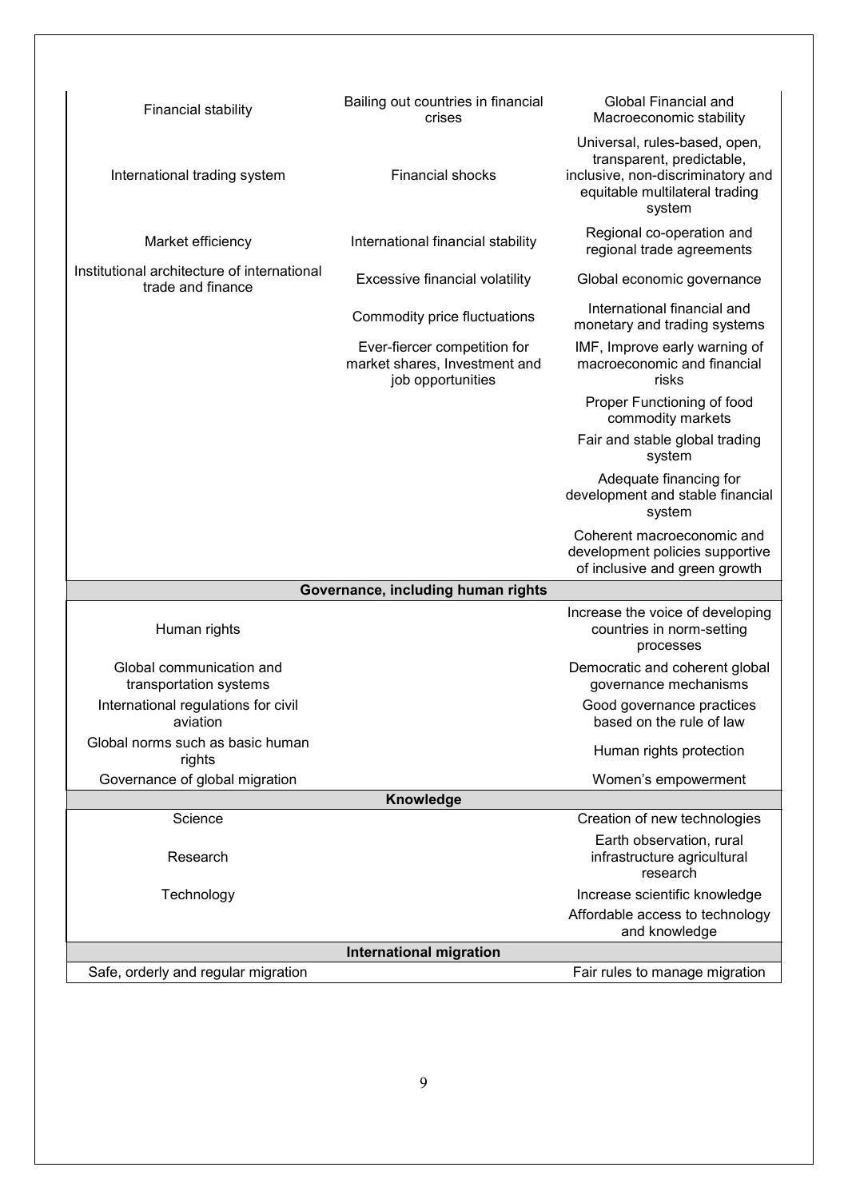| | | |
|---|---|---|
| Financial stability | Bailing out countries in financial crises | Global Financial and Macroeconomic stability |
| International trading system | Financial shocks | Universal, rules-based, open, transparent, predictable, inclusive, non-discriminatory and equitable multilateral trading system |
| Market efficiency | International financial stability | Regional co-operation and regional trade agreements |
| Institutional architecture of international trade and finance | Excessive financial volatility | Global economic governance |
| | Commodity price fluctuations | International financial and monetary and trading systems |
| | Ever-fiercer competition for market shares, Investment and job opportunities | IMF, Improve early warning of macroeconomic and financial risks |
| | | Proper Functioning of food commodity markets |
| | | Fair and stable global trading system |
| | | Adequate financing for development and stable financial system |
| | | Coherent macroeconomic and development policies supportive of inclusive and green growth |
| | **Governance, including human rights** | |
| Human rights | | Increase the voice of developing countries in norm-setting processes |
| Global communication and transportation systems | | Democratic and coherent global governance mechanisms |
| International regulations for civil aviation | | Good governance practices based on the rule of law |
| Global norms such as basic human rights | | Human rights protection |
| Governance of global migration | | Women's empowerment |
| | **Knowledge** | |
| Science | | Creation of new technologies |
| Research | | Earth observation, rural infrastructure agricultural research |
| Technology | | Increase scientific knowledge |
| | | Affordable access to technology and knowledge |
| | **International migration** | |
| Safe, orderly and regular migration | | Fair rules to manage migration |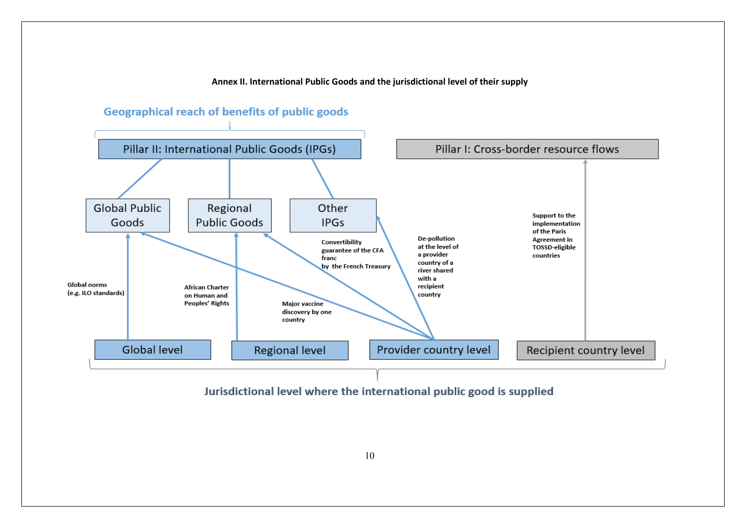**Annex II. International Public Goods and the jurisdictional level of their supply**

Geographical reach of benefits of public goods

Pillar II: International Public Goods (IPGs)

Pillar I: Cross-border resource flows

Global Public Goods

Regional Public Goods

Other IPGs

Global norms (e.g. ILO standards)

African Charter on Human and Peoples' Rights

Major vaccine discovery by one country

Convertibility guarantee of the CFA franc by the French Treasury

De-pollution at the level of a provider country of a river shared with a recipient country

Support to the implementation of the Paris Agreement in TOSSD-eligible countries

Global level

Regional level

Provider country level

Recipient country level

Jurisdictional level where the international public good is supplied